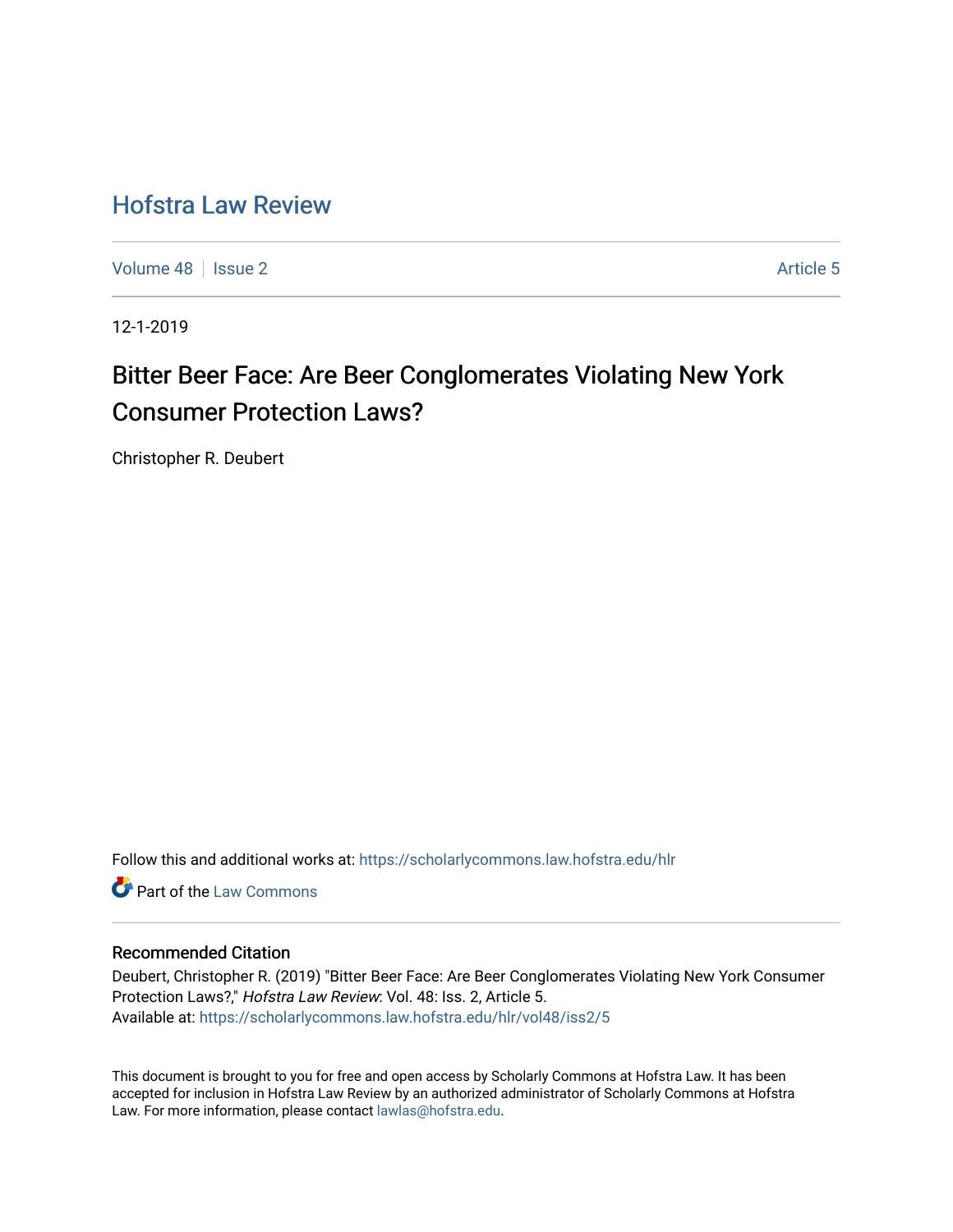# Hofstra Law Review

Volume 48 | Issue 2 | Article 5

12-1-2019

## Bitter Beer Face: Are Beer Conglomerates Violating New York Consumer Protection Laws?

Christopher R. Deubert

Follow this and additional works at: https://scholarlycommons.law.hofstra.edu/hlr

Part of the Law Commons

### Recommended Citation

Deubert, Christopher R. (2019) "Bitter Beer Face: Are Beer Conglomerates Violating New York Consumer Protection Laws?," *Hofstra Law Review*: Vol. 48: Iss. 2, Article 5.
Available at: https://scholarlycommons.law.hofstra.edu/hlr/vol48/iss2/5

This document is brought to you for free and open access by Scholarly Commons at Hofstra Law. It has been accepted for inclusion in Hofstra Law Review by an authorized administrator of Scholarly Commons at Hofstra Law. For more information, please contact lawlas@hofstra.edu.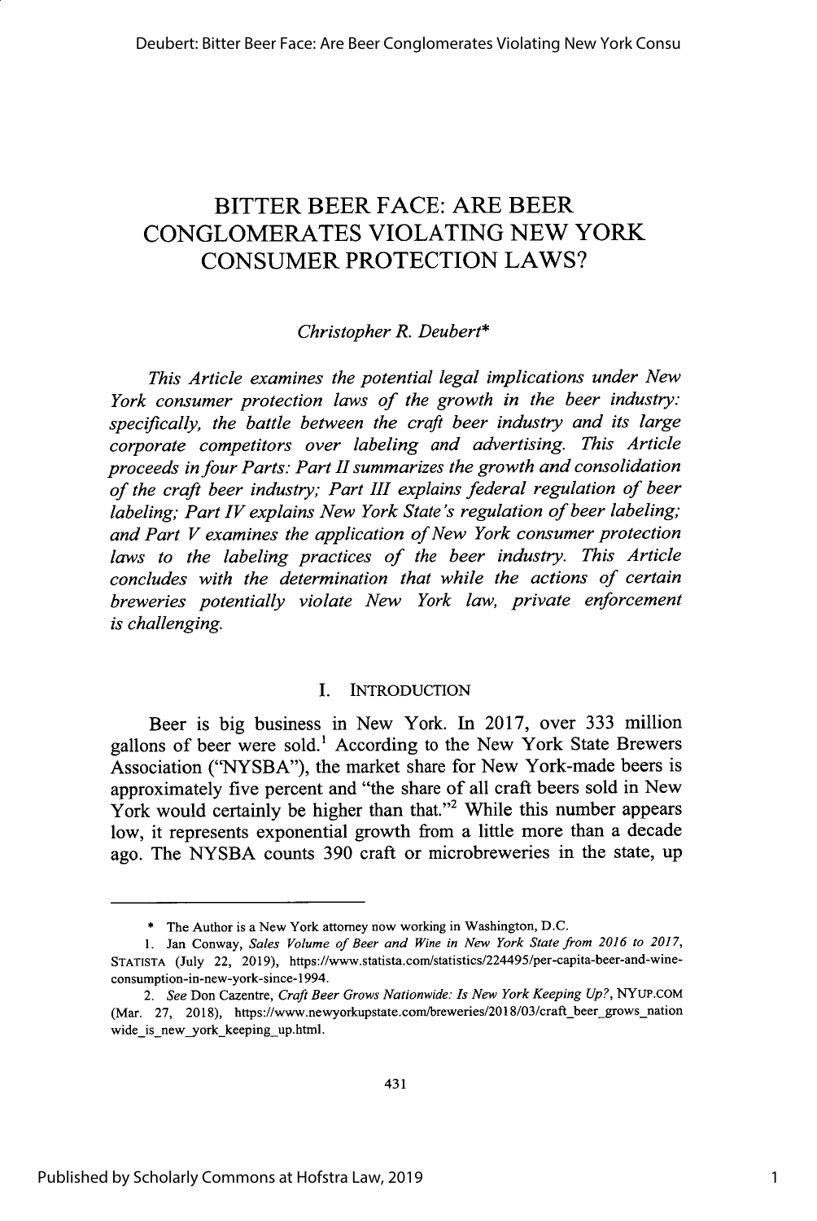# BITTER BEER FACE: ARE BEER CONGLOMERATES VIOLATING NEW YORK CONSUMER PROTECTION LAWS?

*Christopher R. Deubert\**

*This Article examines the potential legal implications under New York consumer protection laws of the growth in the beer industry: specifically, the battle between the craft beer industry and its large corporate competitors over labeling and advertising. This Article proceeds in four Parts: Part II summarizes the growth and consolidation of the craft beer industry; Part III explains federal regulation of beer labeling; Part IV explains New York State's regulation of beer labeling; and Part V examines the application of New York consumer protection laws to the labeling practices of the beer industry. This Article concludes with the determination that while the actions of certain breweries potentially violate New York law, private enforcement is challenging.*

## I. INTRODUCTION

Beer is big business in New York. In 2017, over 333 million gallons of beer were sold.[1] According to the New York State Brewers Association ("NYSBA"), the market share for New York-made beers is approximately five percent and "the share of all craft beers sold in New York would certainly be higher than that."[2] While this number appears low, it represents exponential growth from a little more than a decade ago. The NYSBA counts 390 craft or microbreweries in the state, up

---

\* The Author is a New York attorney now working in Washington, D.C.

1. Jan Conway, *Sales Volume of Beer and Wine in New York State from 2016 to 2017*, STATISTA (July 22, 2019), https://www.statista.com/statistics/224495/per-capita-beer-and-wine-consumption-in-new-york-since-1994.

2. *See* Don Cazentre, *Craft Beer Grows Nationwide: Is New York Keeping Up?*, NYUP.COM (Mar. 27, 2018), https://www.newyorkupstate.com/breweries/2018/03/craft_beer_grows_nationwide_is_new_york_keeping_up.html.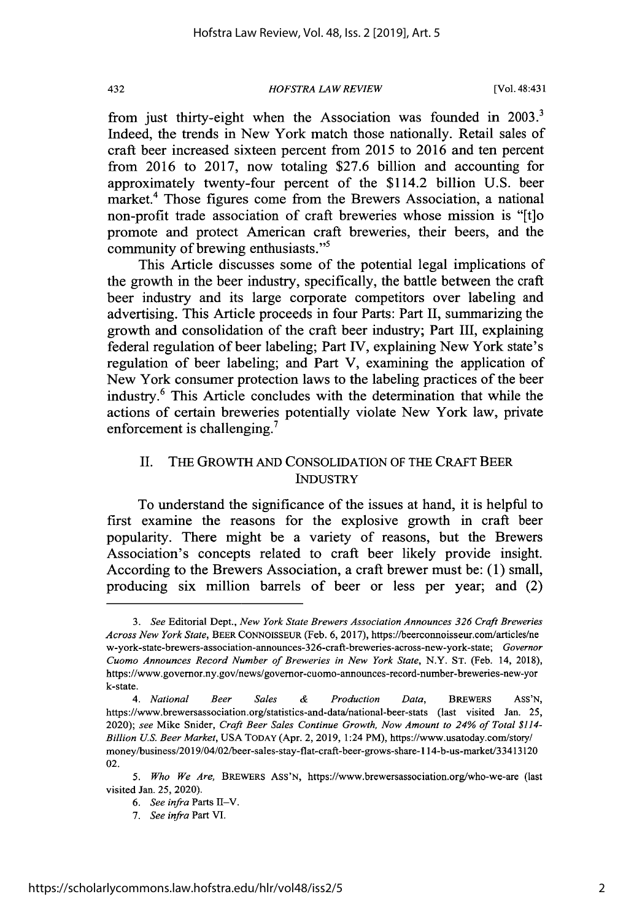from just thirty-eight when the Association was founded in 2003.[3] Indeed, the trends in New York match those nationally. Retail sales of craft beer increased sixteen percent from 2015 to 2016 and ten percent from 2016 to 2017, now totaling $27.6 billion and accounting for approximately twenty-four percent of the $114.2 billion U.S. beer market.[4] Those figures come from the Brewers Association, a national non-profit trade association of craft breweries whose mission is "[t]o promote and protect American craft breweries, their beers, and the community of brewing enthusiasts."[5]

This Article discusses some of the potential legal implications of the growth in the beer industry, specifically, the battle between the craft beer industry and its large corporate competitors over labeling and advertising. This Article proceeds in four Parts: Part II, summarizing the growth and consolidation of the craft beer industry; Part III, explaining federal regulation of beer labeling; Part IV, explaining New York state's regulation of beer labeling; and Part V, examining the application of New York consumer protection laws to the labeling practices of the beer industry.[6] This Article concludes with the determination that while the actions of certain breweries potentially violate New York law, private enforcement is challenging.[7]

## II. THE GROWTH AND CONSOLIDATION OF THE CRAFT BEER INDUSTRY

To understand the significance of the issues at hand, it is helpful to first examine the reasons for the explosive growth in craft beer popularity. There might be a variety of reasons, but the Brewers Association's concepts related to craft beer likely provide insight. According to the Brewers Association, a craft brewer must be: (1) small, producing six million barrels of beer or less per year; and (2)

---

3. *See* Editorial Dept., *New York State Brewers Association Announces 326 Craft Breweries Across New York State*, BEER CONNOISSEUR (Feb. 6, 2017), https://beerconnoisseur.com/articles/new-york-state-brewers-association-announces-326-craft-breweries-across-new-york-state; *Governor Cuomo Announces Record Number of Breweries in New York State*, N.Y. ST. (Feb. 14, 2018), https://www.governor.ny.gov/news/governor-cuomo-announces-record-number-breweries-new-york-state.

4. *National Beer Sales & Production Data*, BREWERS ASS'N, https://www.brewersassociation.org/statistics-and-data/national-beer-stats (last visited Jan. 25, 2020); *see* Mike Snider, *Craft Beer Sales Continue Growth, Now Amount to 24% of Total $114-Billion U.S. Beer Market*, USA TODAY (Apr. 2, 2019, 1:24 PM), https://www.usatoday.com/story/money/business/2019/04/02/beer-sales-stay-flat-craft-beer-grows-share-114-b-us-market/3341312002.

5. *Who We Are*, BREWERS ASS'N, https://www.brewersassociation.org/who-we-are (last visited Jan. 25, 2020).

6. *See infra* Parts II–V.

7. *See infra* Part VI.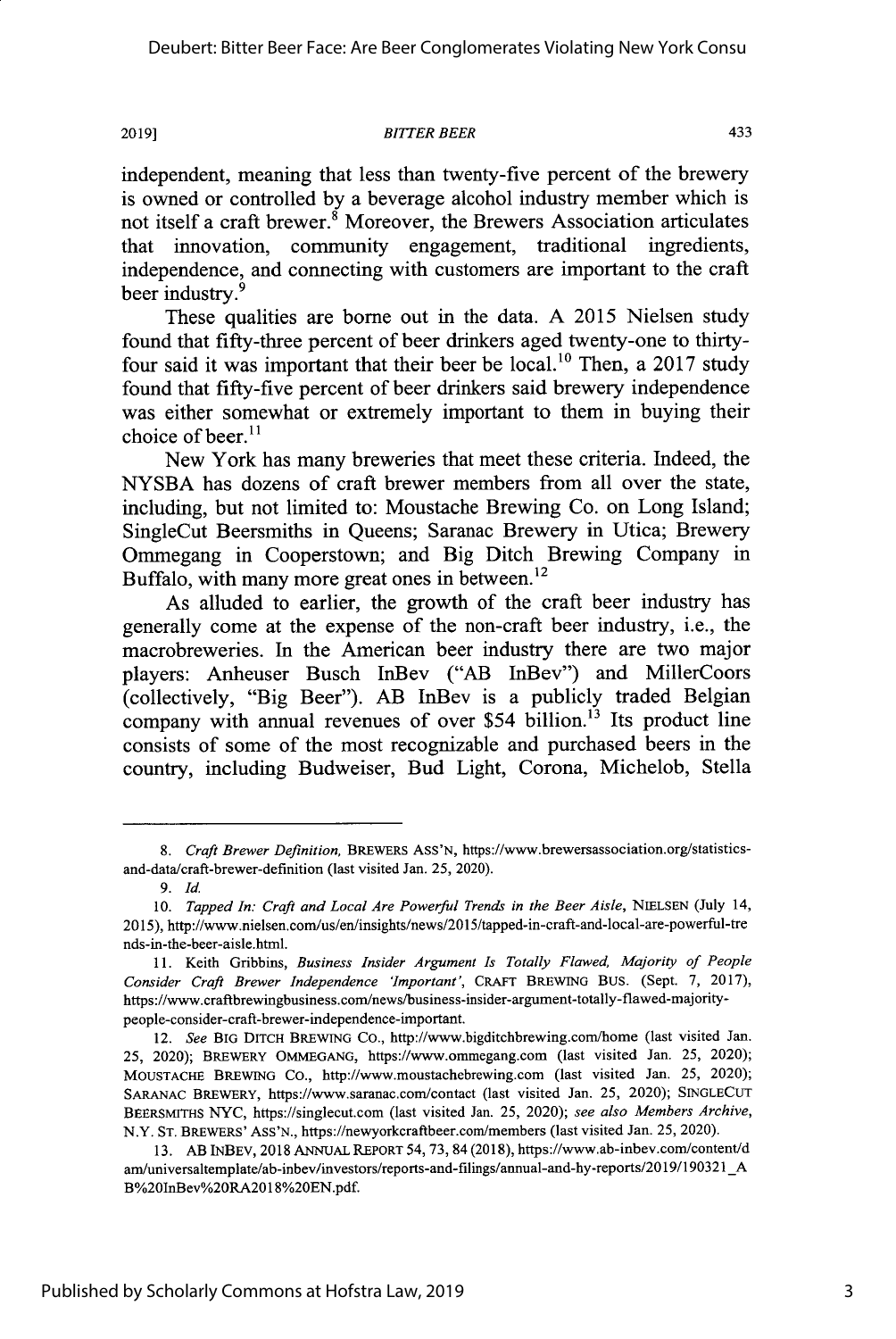independent, meaning that less than twenty-five percent of the brewery is owned or controlled by a beverage alcohol industry member which is not itself a craft brewer.[8] Moreover, the Brewers Association articulates that innovation, community engagement, traditional ingredients, independence, and connecting with customers are important to the craft beer industry.[9]

These qualities are borne out in the data. A 2015 Nielsen study found that fifty-three percent of beer drinkers aged twenty-one to thirty-four said it was important that their beer be local.[10] Then, a 2017 study found that fifty-five percent of beer drinkers said brewery independence was either somewhat or extremely important to them in buying their choice of beer.[11]

New York has many breweries that meet these criteria. Indeed, the NYSBA has dozens of craft brewer members from all over the state, including, but not limited to: Moustache Brewing Co. on Long Island; SingleCut Beersmiths in Queens; Saranac Brewery in Utica; Brewery Ommegang in Cooperstown; and Big Ditch Brewing Company in Buffalo, with many more great ones in between.[12]

As alluded to earlier, the growth of the craft beer industry has generally come at the expense of the non-craft beer industry, i.e., the macrobreweries. In the American beer industry there are two major players: Anheuser Busch InBev ("AB InBev") and MillerCoors (collectively, "Big Beer"). AB InBev is a publicly traded Belgian company with annual revenues of over $54 billion.[13] Its product line consists of some of the most recognizable and purchased beers in the country, including Budweiser, Bud Light, Corona, Michelob, Stella

---

8. *Craft Brewer Definition*, BREWERS ASS'N, https://www.brewersassociation.org/statistics-and-data/craft-brewer-definition (last visited Jan. 25, 2020).

9. *Id.*

10. *Tapped In: Craft and Local Are Powerful Trends in the Beer Aisle*, NIELSEN (July 14, 2015), http://www.nielsen.com/us/en/insights/news/2015/tapped-in-craft-and-local-are-powerful-trends-in-the-beer-aisle.html.

11. Keith Gribbins, *Business Insider Argument Is Totally Flawed, Majority of People Consider Craft Brewer Independence 'Important'*, CRAFT BREWING BUS. (Sept. 7, 2017), https://www.craftbrewingbusiness.com/news/business-insider-argument-totally-flawed-majority-people-consider-craft-brewer-independence-important.

12. *See* BIG DITCH BREWING CO., http://www.bigditchbrewing.com/home (last visited Jan. 25, 2020); BREWERY OMMEGANG, https://www.ommegang.com (last visited Jan. 25, 2020); MOUSTACHE BREWING CO., http://www.moustachebrewing.com (last visited Jan. 25, 2020); SARANAC BREWERY, https://www.saranac.com/contact (last visited Jan. 25, 2020); SINGLECUT BEERSMITHS NYC, https://singlecut.com (last visited Jan. 25, 2020); *see also Members Archive*, N.Y. ST. BREWERS' ASS'N., https://newyorkcraftbeer.com/members (last visited Jan. 25, 2020).

13. AB INBEV, 2018 ANNUAL REPORT 54, 73, 84 (2018), https://www.ab-inbev.com/content/dam/universaltemplate/ab-inbev/investors/reports-and-filings/annual-and-hy-reports/2019/190321_AB%20InBev%20RA2018%20EN.pdf.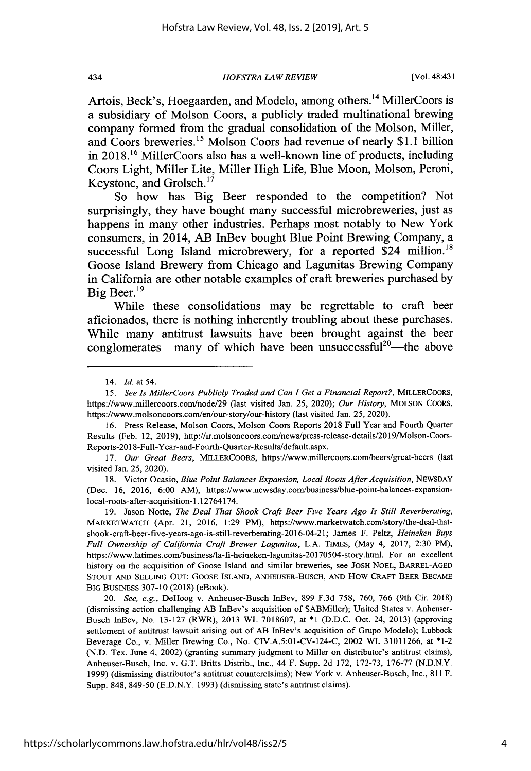Artois, Beck's, Hoegaarden, and Modelo, among others.[14] MillerCoors is a subsidiary of Molson Coors, a publicly traded multinational brewing company formed from the gradual consolidation of the Molson, Miller, and Coors breweries.[15] Molson Coors had revenue of nearly $1.1 billion in 2018.[16] MillerCoors also has a well-known line of products, including Coors Light, Miller Lite, Miller High Life, Blue Moon, Molson, Peroni, Keystone, and Grolsch.[17]

So how has Big Beer responded to the competition? Not surprisingly, they have bought many successful microbreweries, just as happens in many other industries. Perhaps most notably to New York consumers, in 2014, AB InBev bought Blue Point Brewing Company, a successful Long Island microbrewery, for a reported $24 million.[18] Goose Island Brewery from Chicago and Lagunitas Brewing Company in California are other notable examples of craft breweries purchased by Big Beer.[19]

While these consolidations may be regrettable to craft beer aficionados, there is nothing inherently troubling about these purchases. While many antitrust lawsuits have been brought against the beer conglomerates—many of which have been unsuccessful[20]—the above

---

14. *Id.* at 54.

15. *See Is MillerCoors Publicly Traded and Can I Get a Financial Report?*, MILLERCOORS, https://www.millercoors.com/node/29 (last visited Jan. 25, 2020); *Our History*, MOLSON COORS, https://www.molsoncoors.com/en/our-story/our-history (last visited Jan. 25, 2020).

16. Press Release, Molson Coors, Molson Coors Reports 2018 Full Year and Fourth Quarter Results (Feb. 12, 2019), http://ir.molsoncoors.com/news/press-release-details/2019/Molson-Coors-Reports-2018-Full-Year-and-Fourth-Quarter-Results/default.aspx.

17. *Our Great Beers*, MILLERCOORS, https://www.millercoors.com/beers/great-beers (last visited Jan. 25, 2020).

18. Victor Ocasio, *Blue Point Balances Expansion, Local Roots After Acquisition*, NEWSDAY (Dec. 16, 2016, 6:00 AM), https://www.newsday.com/business/blue-point-balances-expansion-local-roots-after-acquisition-1.12764174.

19. Jason Notte, *The Deal That Shook Craft Beer Five Years Ago Is Still Reverberating*, MARKETWATCH (Apr. 21, 2016, 1:29 PM), https://www.marketwatch.com/story/the-deal-that-shook-craft-beer-five-years-ago-is-still-reverberating-2016-04-21; James F. Peltz, *Heineken Buys Full Ownership of California Craft Brewer Lagunitas*, L.A. TIMES, (May 4, 2017, 2:30 PM), https://www.latimes.com/business/la-fi-heineken-lagunitas-20170504-story.html. For an excellent history on the acquisition of Goose Island and similar breweries, see JOSH NOEL, BARREL-AGED STOUT AND SELLING OUT: GOOSE ISLAND, ANHEUSER-BUSCH, AND HOW CRAFT BEER BECAME BIG BUSINESS 307-10 (2018) (eBook).

20. *See, e.g.*, DeHoog v. Anheuser-Busch InBev, 899 F.3d 758, 760, 766 (9th Cir. 2018) (dismissing action challenging AB InBev's acquisition of SABMiller); United States v. Anheuser-Busch InBev, No. 13-127 (RWR), 2013 WL 7018607, at *1 (D.D.C. Oct. 24, 2013) (approving settlement of antitrust lawsuit arising out of AB InBev's acquisition of Grupo Modelo); Lubbock Beverage Co., v. Miller Brewing Co., No. CIV.A.5:01-CV-124-C, 2002 WL 31011266, at *1-2 (N.D. Tex. June 4, 2002) (granting summary judgment to Miller on distributor's antitrust claims); Anheuser-Busch, Inc. v. G.T. Britts Distrib., Inc., 44 F. Supp. 2d 172, 172-73, 176-77 (N.D.N.Y. 1999) (dismissing distributor's antitrust counterclaims); New York v. Anheuser-Busch, Inc., 811 F. Supp. 848, 849-50 (E.D.N.Y. 1993) (dismissing state's antitrust claims).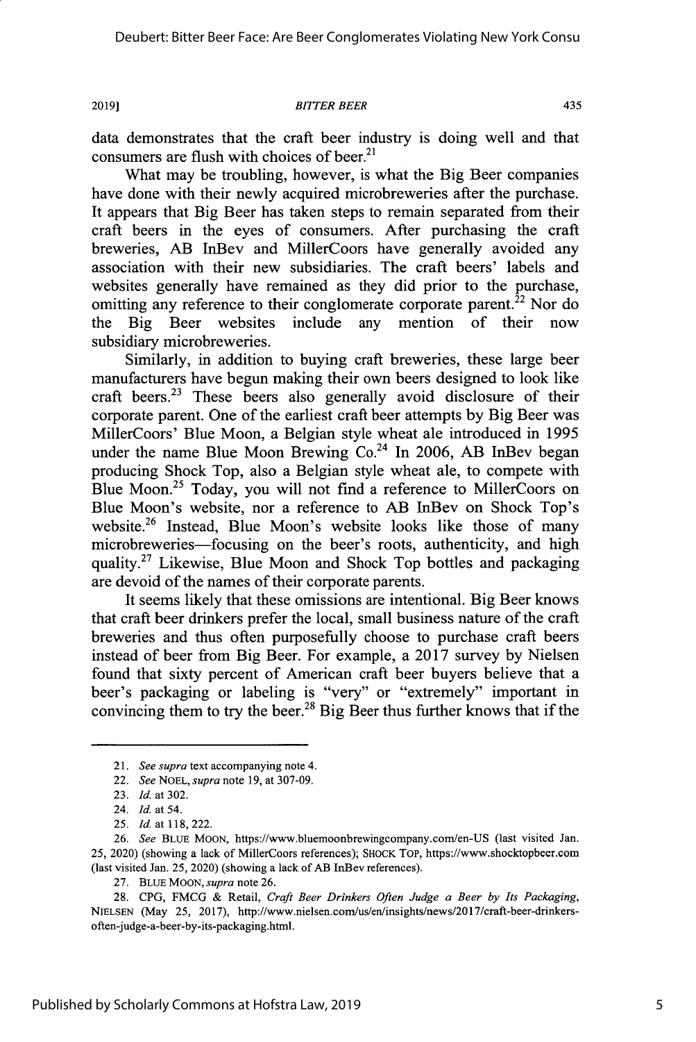data demonstrates that the craft beer industry is doing well and that consumers are flush with choices of beer.[21]

What may be troubling, however, is what the Big Beer companies have done with their newly acquired microbreweries after the purchase. It appears that Big Beer has taken steps to remain separated from their craft beers in the eyes of consumers. After purchasing the craft breweries, AB InBev and MillerCoors have generally avoided any association with their new subsidiaries. The craft beers' labels and websites generally have remained as they did prior to the purchase, omitting any reference to their conglomerate corporate parent.[22] Nor do the Big Beer websites include any mention of their now subsidiary microbreweries.

Similarly, in addition to buying craft breweries, these large beer manufacturers have begun making their own beers designed to look like craft beers.[23] These beers also generally avoid disclosure of their corporate parent. One of the earliest craft beer attempts by Big Beer was MillerCoors' Blue Moon, a Belgian style wheat ale introduced in 1995 under the name Blue Moon Brewing Co.[24] In 2006, AB InBev began producing Shock Top, also a Belgian style wheat ale, to compete with Blue Moon.[25] Today, you will not find a reference to MillerCoors on Blue Moon's website, nor a reference to AB InBev on Shock Top's website.[26] Instead, Blue Moon's website looks like those of many microbreweries—focusing on the beer's roots, authenticity, and high quality.[27] Likewise, Blue Moon and Shock Top bottles and packaging are devoid of the names of their corporate parents.

It seems likely that these omissions are intentional. Big Beer knows that craft beer drinkers prefer the local, small business nature of the craft breweries and thus often purposefully choose to purchase craft beers instead of beer from Big Beer. For example, a 2017 survey by Nielsen found that sixty percent of American craft beer buyers believe that a beer's packaging or labeling is "very" or "extremely" important in convincing them to try the beer.[28] Big Beer thus further knows that if the

---

21. *See supra* text accompanying note 4.

22. *See* NOEL, *supra* note 19, at 307-09.

23. *Id.* at 302.

24. *Id.* at 54.

25. *Id.* at 118, 222.

26. *See* BLUE MOON, https://www.bluemoonbrewingcompany.com/en-US (last visited Jan. 25, 2020) (showing a lack of MillerCoors references); SHOCK TOP, https://www.shocktopbeer.com (last visited Jan. 25, 2020) (showing a lack of AB InBev references).

27. BLUE MOON, *supra* note 26.

28. CPG, FMCG & Retail, *Craft Beer Drinkers Often Judge a Beer by Its Packaging*, NIELSEN (May 25, 2017), http://www.nielsen.com/us/en/insights/news/2017/craft-beer-drinkers-often-judge-a-beer-by-its-packaging.html.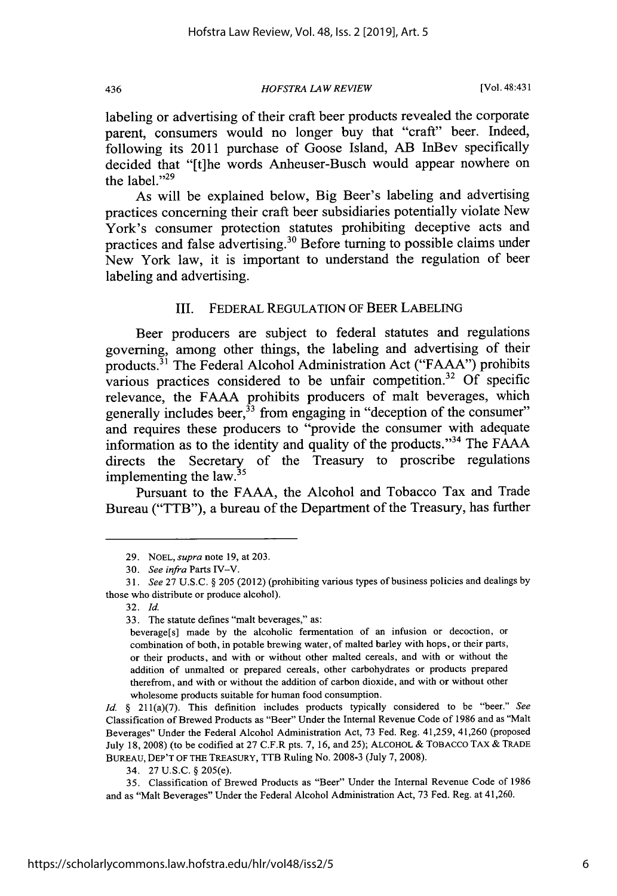labeling or advertising of their craft beer products revealed the corporate parent, consumers would no longer buy that "craft" beer. Indeed, following its 2011 purchase of Goose Island, AB InBev specifically decided that "[t]he words Anheuser-Busch would appear nowhere on the label."[29]

As will be explained below, Big Beer's labeling and advertising practices concerning their craft beer subsidiaries potentially violate New York's consumer protection statutes prohibiting deceptive acts and practices and false advertising.[30] Before turning to possible claims under New York law, it is important to understand the regulation of beer labeling and advertising.

## III. FEDERAL REGULATION OF BEER LABELING

Beer producers are subject to federal statutes and regulations governing, among other things, the labeling and advertising of their products.[31] The Federal Alcohol Administration Act ("FAAA") prohibits various practices considered to be unfair competition.[32] Of specific relevance, the FAAA prohibits producers of malt beverages, which generally includes beer,[33] from engaging in "deception of the consumer" and requires these producers to "provide the consumer with adequate information as to the identity and quality of the products."[34] The FAAA directs the Secretary of the Treasury to proscribe regulations implementing the law.[35]

Pursuant to the FAAA, the Alcohol and Tobacco Tax and Trade Bureau ("TTB"), a bureau of the Department of the Treasury, has further

---

29. NOEL, *supra* note 19, at 203.

30. *See infra* Parts IV–V.

31. *See* 27 U.S.C. § 205 (2012) (prohibiting various types of business policies and dealings by those who distribute or produce alcohol).

32. *Id.*

33. The statute defines "malt beverages," as:

> beverage[s] made by the alcoholic fermentation of an infusion or decoction, or combination of both, in potable brewing water, of malted barley with hops, or their parts, or their products, and with or without other malted cereals, and with or without the addition of unmalted or prepared cereals, other carbohydrates or products prepared therefrom, and with or without the addition of carbon dioxide, and with or without other wholesome products suitable for human food consumption.

*Id.* § 211(a)(7). This definition includes products typically considered to be "beer." *See* Classification of Brewed Products as "Beer" Under the Internal Revenue Code of 1986 and as "Malt Beverages" Under the Federal Alcohol Administration Act, 73 Fed. Reg. 41,259, 41,260 (proposed July 18, 2008) (to be codified at 27 C.F.R pts. 7, 16, and 25); ALCOHOL & TOBACCO TAX & TRADE BUREAU, DEP'T OF THE TREASURY, TTB Ruling No. 2008-3 (July 7, 2008).

34. 27 U.S.C. § 205(e).

35. Classification of Brewed Products as "Beer" Under the Internal Revenue Code of 1986 and as "Malt Beverages" Under the Federal Alcohol Administration Act, 73 Fed. Reg. at 41,260.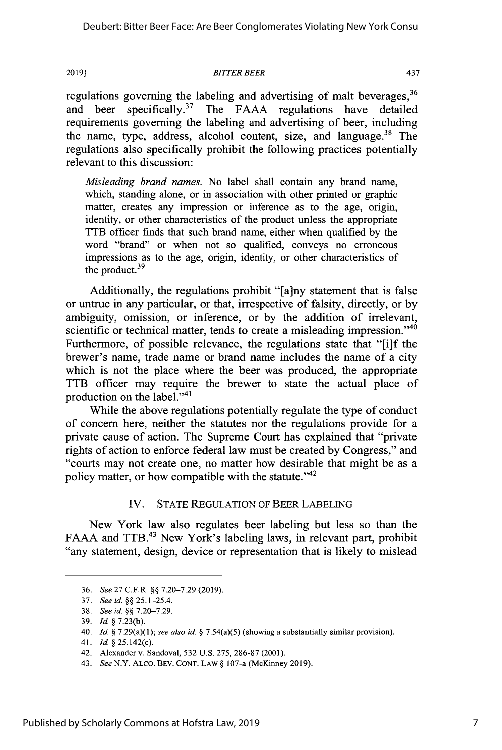regulations governing the labeling and advertising of malt beverages,[36] and beer specifically.[37] The FAAA regulations have detailed requirements governing the labeling and advertising of beer, including the name, type, address, alcohol content, size, and language.[38] The regulations also specifically prohibit the following practices potentially relevant to this discussion:

> *Misleading brand names.* No label shall contain any brand name, which, standing alone, or in association with other printed or graphic matter, creates any impression or inference as to the age, origin, identity, or other characteristics of the product unless the appropriate TTB officer finds that such brand name, either when qualified by the word "brand" or when not so qualified, conveys no erroneous impressions as to the age, origin, identity, or other characteristics of the product.[39]

Additionally, the regulations prohibit "[a]ny statement that is false or untrue in any particular, or that, irrespective of falsity, directly, or by ambiguity, omission, or inference, or by the addition of irrelevant, scientific or technical matter, tends to create a misleading impression."[40] Furthermore, of possible relevance, the regulations state that "[i]f the brewer's name, trade name or brand name includes the name of a city which is not the place where the beer was produced, the appropriate TTB officer may require the brewer to state the actual place of production on the label."[41]

While the above regulations potentially regulate the type of conduct of concern here, neither the statutes nor the regulations provide for a private cause of action. The Supreme Court has explained that "private rights of action to enforce federal law must be created by Congress," and "courts may not create one, no matter how desirable that might be as a policy matter, or how compatible with the statute."[42]

## IV. STATE REGULATION OF BEER LABELING

New York law also regulates beer labeling but less so than the FAAA and TTB.[43] New York's labeling laws, in relevant part, prohibit "any statement, design, device or representation that is likely to mislead

---

36. *See* 27 C.F.R. §§ 7.20–7.29 (2019).
37. *See id.* §§ 25.1–25.4.
38. *See id.* §§ 7.20–7.29.
39. *Id.* § 7.23(b).
40. *Id.* § 7.29(a)(1); *see also id.* § 7.54(a)(5) (showing a substantially similar provision).
41. *Id.* § 25.142(c).
42. Alexander v. Sandoval, 532 U.S. 275, 286-87 (2001).
43. *See* N.Y. ALCO. BEV. CONT. LAW § 107-a (McKinney 2019).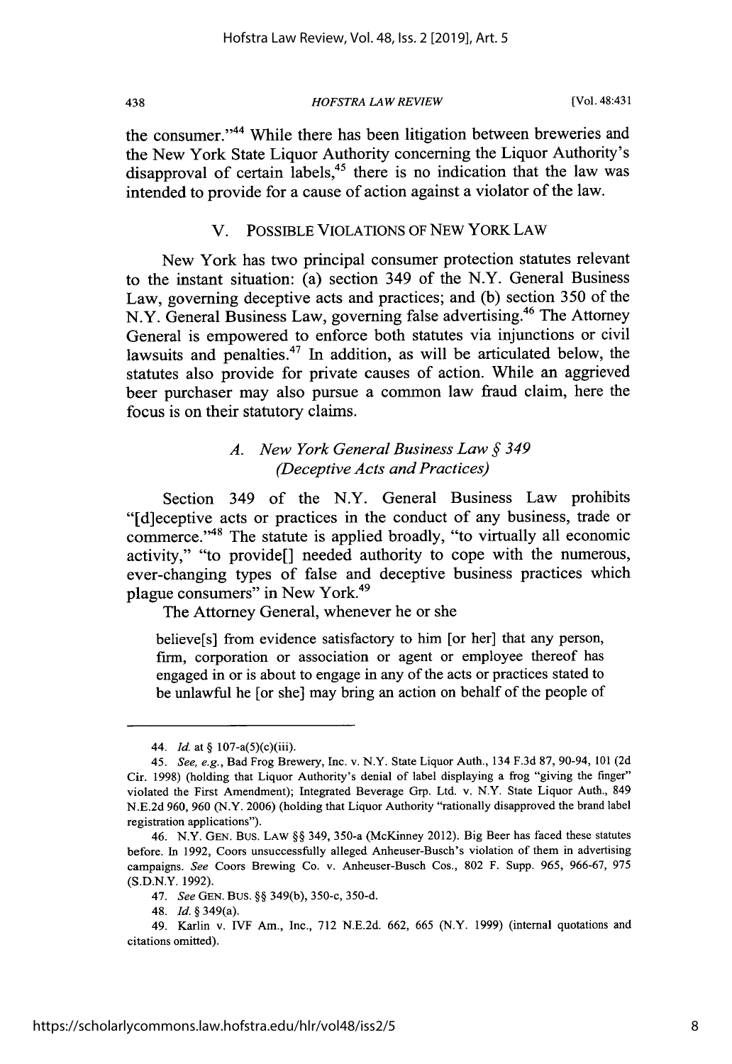the consumer."[44] While there has been litigation between breweries and the New York State Liquor Authority concerning the Liquor Authority's disapproval of certain labels,[45] there is no indication that the law was intended to provide for a cause of action against a violator of the law.

## V. POSSIBLE VIOLATIONS OF NEW YORK LAW

New York has two principal consumer protection statutes relevant to the instant situation: (a) section 349 of the N.Y. General Business Law, governing deceptive acts and practices; and (b) section 350 of the N.Y. General Business Law, governing false advertising.[46] The Attorney General is empowered to enforce both statutes via injunctions or civil lawsuits and penalties.[47] In addition, as will be articulated below, the statutes also provide for private causes of action. While an aggrieved beer purchaser may also pursue a common law fraud claim, here the focus is on their statutory claims.

### *A. New York General Business Law § 349 (Deceptive Acts and Practices)*

Section 349 of the N.Y. General Business Law prohibits "[d]eceptive acts or practices in the conduct of any business, trade or commerce."[48] The statute is applied broadly, "to virtually all economic activity," "to provide[] needed authority to cope with the numerous, ever-changing types of false and deceptive business practices which plague consumers" in New York.[49]

The Attorney General, whenever he or she

> believe[s] from evidence satisfactory to him [or her] that any person, firm, corporation or association or agent or employee thereof has engaged in or is about to engage in any of the acts or practices stated to be unlawful he [or she] may bring an action on behalf of the people of

---

44. *Id.* at § 107-a(5)(c)(iii).

45. *See, e.g.*, Bad Frog Brewery, Inc. v. N.Y. State Liquor Auth., 134 F.3d 87, 90-94, 101 (2d Cir. 1998) (holding that Liquor Authority's denial of label displaying a frog "giving the finger" violated the First Amendment); Integrated Beverage Grp. Ltd. v. N.Y. State Liquor Auth., 849 N.E.2d 960, 960 (N.Y. 2006) (holding that Liquor Authority "rationally disapproved the brand label registration applications").

46. N.Y. GEN. BUS. LAW §§ 349, 350-a (McKinney 2012). Big Beer has faced these statutes before. In 1992, Coors unsuccessfully alleged Anheuser-Busch's violation of them in advertising campaigns. *See* Coors Brewing Co. v. Anheuser-Busch Cos., 802 F. Supp. 965, 966-67, 975 (S.D.N.Y. 1992).

47. *See* GEN. BUS. §§ 349(b), 350-c, 350-d.

48. *Id.* § 349(a).

49. Karlin v. IVF Am., Inc., 712 N.E.2d. 662, 665 (N.Y. 1999) (internal quotations and citations omitted).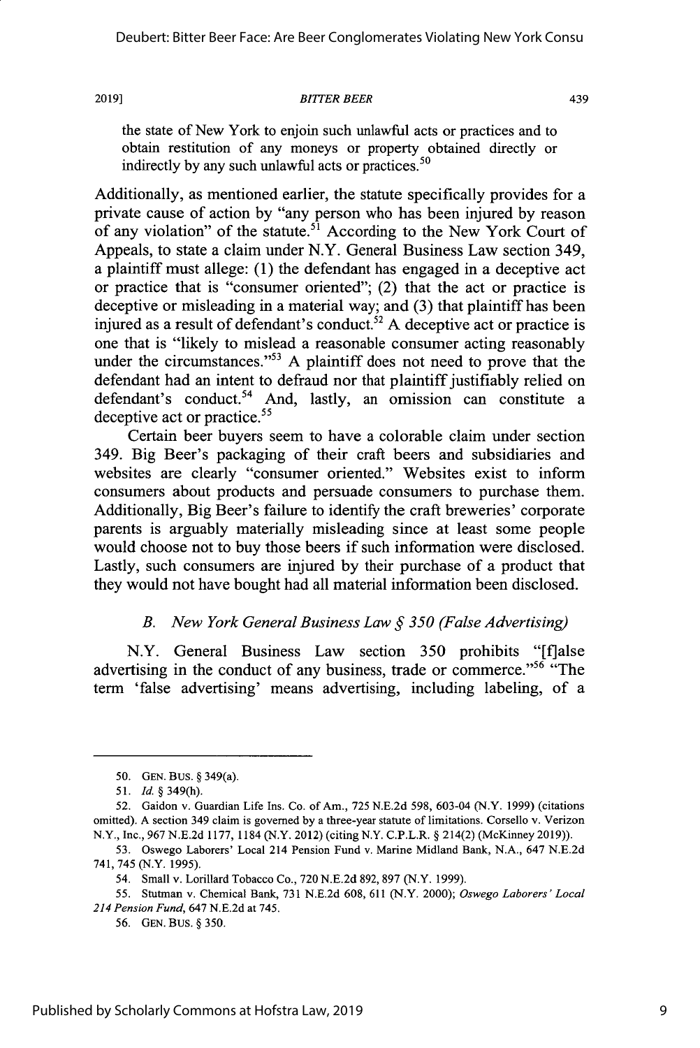the state of New York to enjoin such unlawful acts or practices and to obtain restitution of any moneys or property obtained directly or indirectly by any such unlawful acts or practices.[50]

Additionally, as mentioned earlier, the statute specifically provides for a private cause of action by "any person who has been injured by reason of any violation" of the statute.[51] According to the New York Court of Appeals, to state a claim under N.Y. General Business Law section 349, a plaintiff must allege: (1) the defendant has engaged in a deceptive act or practice that is "consumer oriented"; (2) that the act or practice is deceptive or misleading in a material way; and (3) that plaintiff has been injured as a result of defendant's conduct.[52] A deceptive act or practice is one that is "likely to mislead a reasonable consumer acting reasonably under the circumstances."[53] A plaintiff does not need to prove that the defendant had an intent to defraud nor that plaintiff justifiably relied on defendant's conduct.[54] And, lastly, an omission can constitute a deceptive act or practice.[55]

Certain beer buyers seem to have a colorable claim under section 349. Big Beer's packaging of their craft beers and subsidiaries and websites are clearly "consumer oriented." Websites exist to inform consumers about products and persuade consumers to purchase them. Additionally, Big Beer's failure to identify the craft breweries' corporate parents is arguably materially misleading since at least some people would choose not to buy those beers if such information were disclosed. Lastly, such consumers are injured by their purchase of a product that they would not have bought had all material information been disclosed.

### *B. New York General Business Law § 350 (False Advertising)*

N.Y. General Business Law section 350 prohibits "[f]alse advertising in the conduct of any business, trade or commerce."[56] "The term 'false advertising' means advertising, including labeling, of a

---

50. GEN. BUS. § 349(a).

51. *Id.* § 349(h).

52. Gaidon v. Guardian Life Ins. Co. of Am., 725 N.E.2d 598, 603-04 (N.Y. 1999) (citations omitted). A section 349 claim is governed by a three-year statute of limitations. Corsello v. Verizon N.Y., Inc., 967 N.E.2d 1177, 1184 (N.Y. 2012) (citing N.Y. C.P.L.R. § 214(2) (McKinney 2019)).

53. Oswego Laborers' Local 214 Pension Fund v. Marine Midland Bank, N.A., 647 N.E.2d 741, 745 (N.Y. 1995).

54. Small v. Lorillard Tobacco Co., 720 N.E.2d 892, 897 (N.Y. 1999).

55. Stutman v. Chemical Bank, 731 N.E.2d 608, 611 (N.Y. 2000); *Oswego Laborers' Local 214 Pension Fund*, 647 N.E.2d at 745.

56. GEN. BUS. § 350.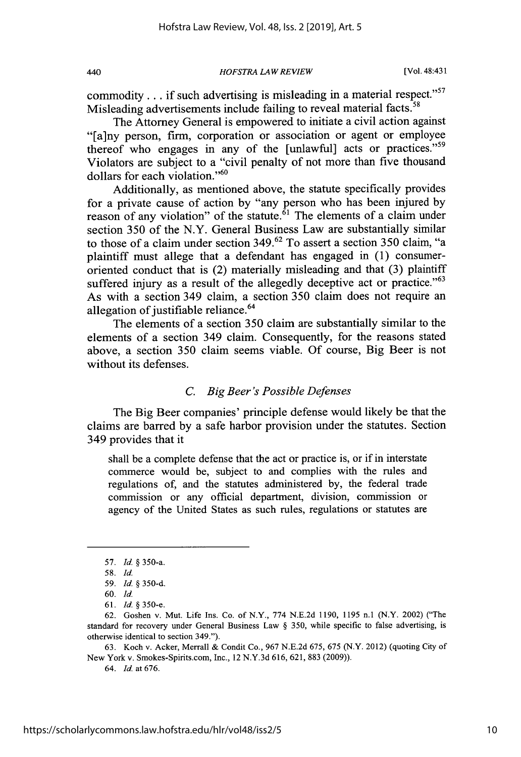commodity . . . if such advertising is misleading in a material respect."[57] Misleading advertisements include failing to reveal material facts.[58]

The Attorney General is empowered to initiate a civil action against "[a]ny person, firm, corporation or association or agent or employee thereof who engages in any of the [unlawful] acts or practices."[59] Violators are subject to a "civil penalty of not more than five thousand dollars for each violation."[60]

Additionally, as mentioned above, the statute specifically provides for a private cause of action by "any person who has been injured by reason of any violation" of the statute.[61] The elements of a claim under section 350 of the N.Y. General Business Law are substantially similar to those of a claim under section 349.[62] To assert a section 350 claim, "a plaintiff must allege that a defendant has engaged in (1) consumer-oriented conduct that is (2) materially misleading and that (3) plaintiff suffered injury as a result of the allegedly deceptive act or practice."[63] As with a section 349 claim, a section 350 claim does not require an allegation of justifiable reliance.[64]

The elements of a section 350 claim are substantially similar to the elements of a section 349 claim. Consequently, for the reasons stated above, a section 350 claim seems viable. Of course, Big Beer is not without its defenses.

### *C. Big Beer's Possible Defenses*

The Big Beer companies' principle defense would likely be that the claims are barred by a safe harbor provision under the statutes. Section 349 provides that it

> shall be a complete defense that the act or practice is, or if in interstate commerce would be, subject to and complies with the rules and regulations of, and the statutes administered by, the federal trade commission or any official department, division, commission or agency of the United States as such rules, regulations or statutes are

---

57. *Id.* § 350-a.

58. *Id.*

59. *Id.* § 350-d.

60. *Id.*

61. *Id.* § 350-e.

62. Goshen v. Mut. Life Ins. Co. of N.Y., 774 N.E.2d 1190, 1195 n.1 (N.Y. 2002) ("The standard for recovery under General Business Law § 350, while specific to false advertising, is otherwise identical to section 349.").

63. Koch v. Acker, Merrall & Condit Co., 967 N.E.2d 675, 675 (N.Y. 2012) (quoting City of New York v. Smokes-Spirits.com, Inc., 12 N.Y.3d 616, 621, 883 (2009)).

64. *Id.* at 676.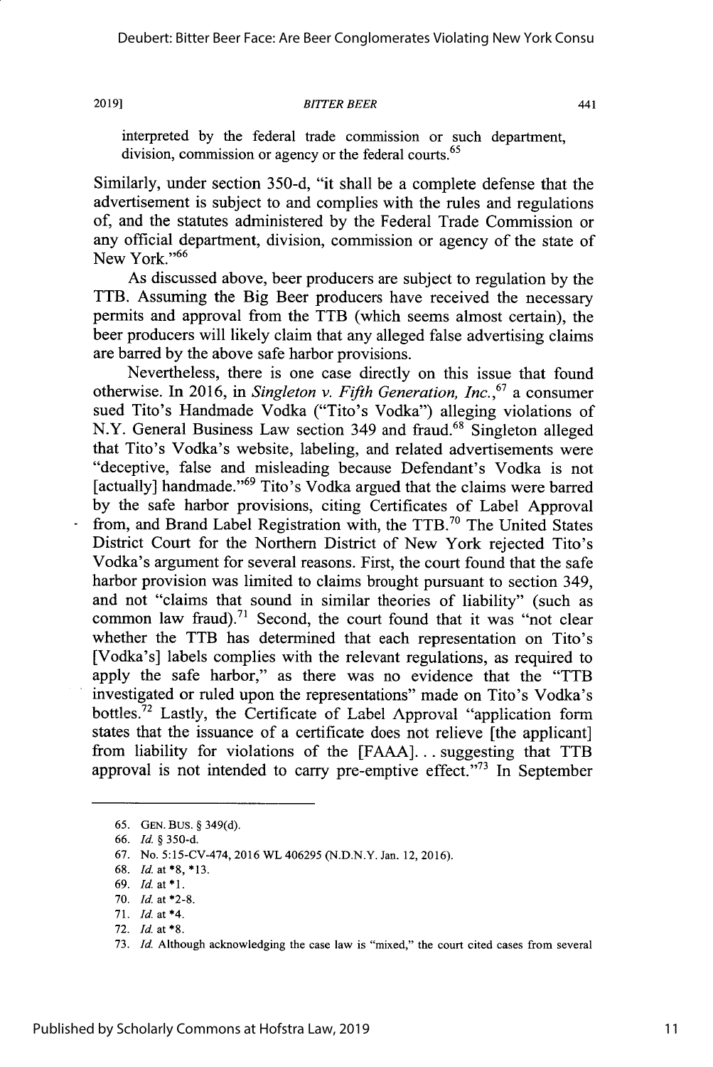interpreted by the federal trade commission or such department, division, commission or agency or the federal courts.[65]

Similarly, under section 350-d, "it shall be a complete defense that the advertisement is subject to and complies with the rules and regulations of, and the statutes administered by the Federal Trade Commission or any official department, division, commission or agency of the state of New York."[66]

As discussed above, beer producers are subject to regulation by the TTB. Assuming the Big Beer producers have received the necessary permits and approval from the TTB (which seems almost certain), the beer producers will likely claim that any alleged false advertising claims are barred by the above safe harbor provisions.

Nevertheless, there is one case directly on this issue that found otherwise. In 2016, in *Singleton v. Fifth Generation, Inc.*,[67] a consumer sued Tito's Handmade Vodka ("Tito's Vodka") alleging violations of N.Y. General Business Law section 349 and fraud.[68] Singleton alleged that Tito's Vodka's website, labeling, and related advertisements were "deceptive, false and misleading because Defendant's Vodka is not [actually] handmade."[69] Tito's Vodka argued that the claims were barred by the safe harbor provisions, citing Certificates of Label Approval from, and Brand Label Registration with, the TTB.[70] The United States District Court for the Northern District of New York rejected Tito's Vodka's argument for several reasons. First, the court found that the safe harbor provision was limited to claims brought pursuant to section 349, and not "claims that sound in similar theories of liability" (such as common law fraud).[71] Second, the court found that it was "not clear whether the TTB has determined that each representation on Tito's [Vodka's] labels complies with the relevant regulations, as required to apply the safe harbor," as there was no evidence that the "TTB investigated or ruled upon the representations" made on Tito's Vodka's bottles.[72] Lastly, the Certificate of Label Approval "application form states that the issuance of a certificate does not relieve [the applicant] from liability for violations of the [FAAA]... suggesting that TTB approval is not intended to carry pre-emptive effect."[73] In September

---

65. GEN. BUS. § 349(d).
66. *Id.* § 350-d.
67. No. 5:15-CV-474, 2016 WL 406295 (N.D.N.Y. Jan. 12, 2016).
68. *Id.* at *8, *13.
69. *Id.* at *1.
70. *Id.* at *2-8.
71. *Id.* at *4.
72. *Id.* at *8.
73. *Id.* Although acknowledging the case law is "mixed," the court cited cases from several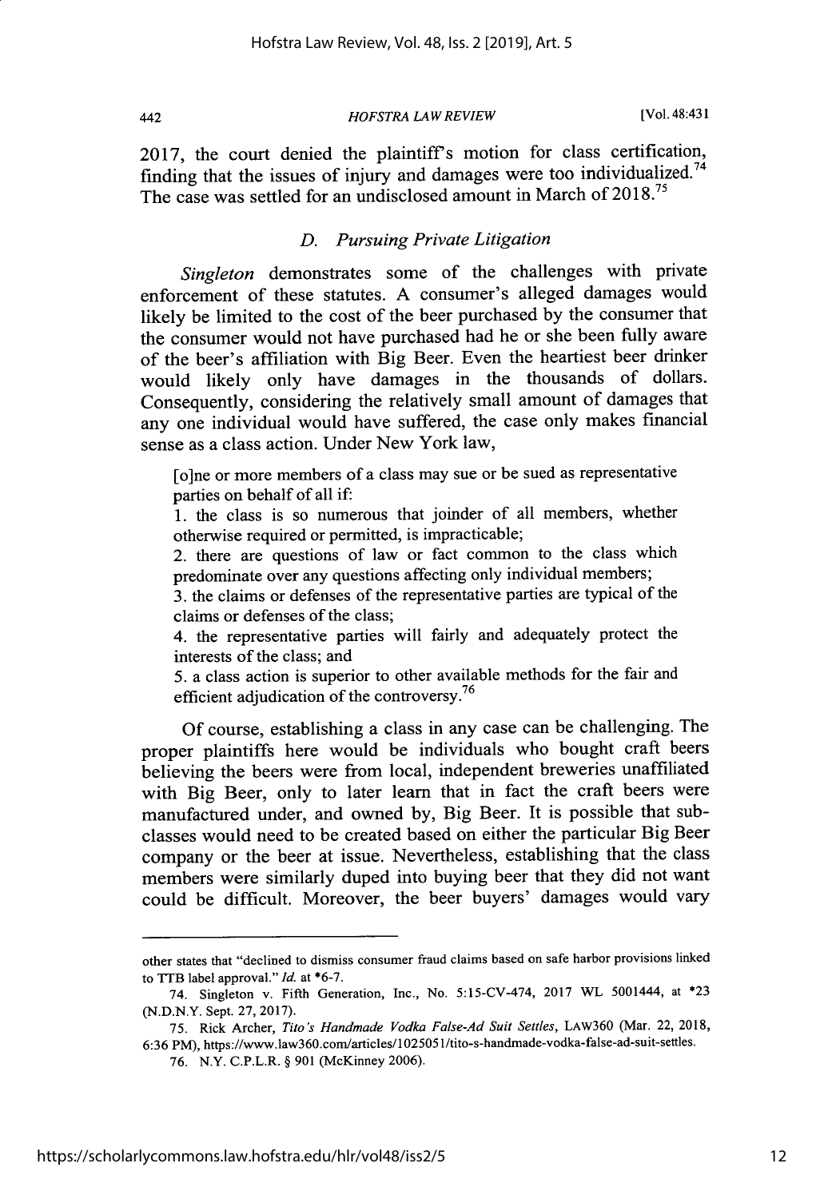2017, the court denied the plaintiff's motion for class certification, finding that the issues of injury and damages were too individualized.[74] The case was settled for an undisclosed amount in March of 2018.[75]

### *D. Pursuing Private Litigation*

*Singleton* demonstrates some of the challenges with private enforcement of these statutes. A consumer's alleged damages would likely be limited to the cost of the beer purchased by the consumer that the consumer would not have purchased had he or she been fully aware of the beer's affiliation with Big Beer. Even the heartiest beer drinker would likely only have damages in the thousands of dollars. Consequently, considering the relatively small amount of damages that any one individual would have suffered, the case only makes financial sense as a class action. Under New York law,

> [o]ne or more members of a class may sue or be sued as representative parties on behalf of all if:
> 1. the class is so numerous that joinder of all members, whether otherwise required or permitted, is impracticable;
> 2. there are questions of law or fact common to the class which predominate over any questions affecting only individual members;
> 3. the claims or defenses of the representative parties are typical of the claims or defenses of the class;
> 4. the representative parties will fairly and adequately protect the interests of the class; and
> 5. a class action is superior to other available methods for the fair and efficient adjudication of the controversy.[76]

Of course, establishing a class in any case can be challenging. The proper plaintiffs here would be individuals who bought craft beers believing the beers were from local, independent breweries unaffiliated with Big Beer, only to later learn that in fact the craft beers were manufactured under, and owned by, Big Beer. It is possible that sub-classes would need to be created based on either the particular Big Beer company or the beer at issue. Nevertheless, establishing that the class members were similarly duped into buying beer that they did not want could be difficult. Moreover, the beer buyers' damages would vary

---

other states that "declined to dismiss consumer fraud claims based on safe harbor provisions linked to TTB label approval." *Id.* at *6-7.

74. Singleton v. Fifth Generation, Inc., No. 5:15-CV-474, 2017 WL 5001444, at *23 (N.D.N.Y. Sept. 27, 2017).

75. Rick Archer, *Tito's Handmade Vodka False-Ad Suit Settles*, LAW360 (Mar. 22, 2018, 6:36 PM), https://www.law360.com/articles/1025051/tito-s-handmade-vodka-false-ad-suit-settles.

76. N.Y. C.P.L.R. § 901 (McKinney 2006).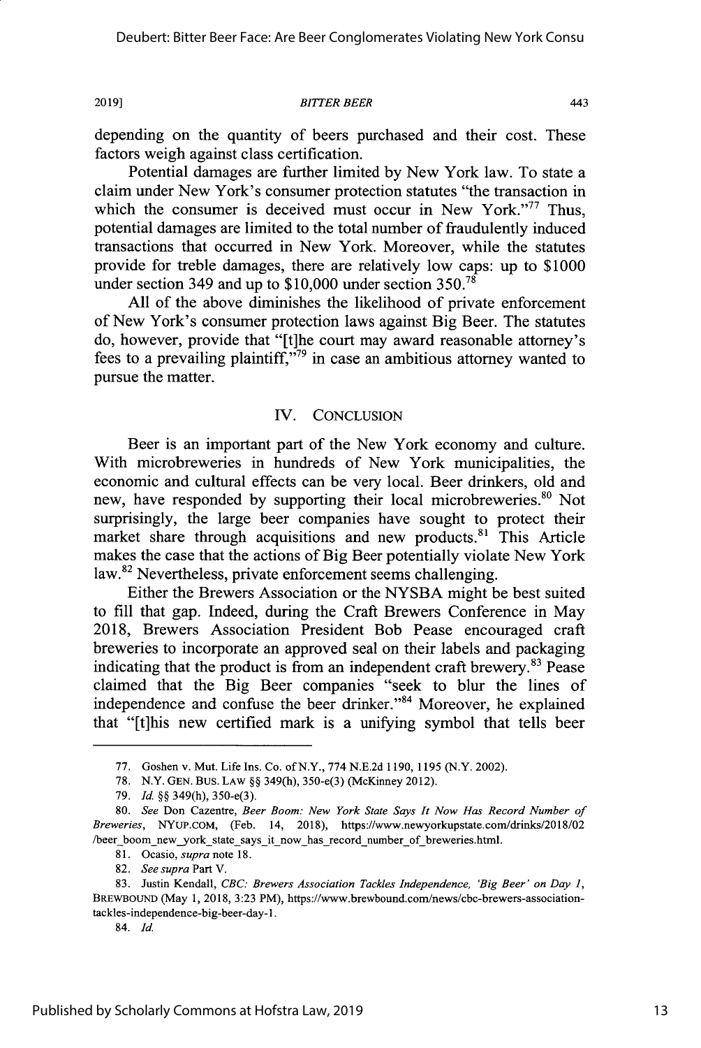depending on the quantity of beers purchased and their cost. These factors weigh against class certification.

Potential damages are further limited by New York law. To state a claim under New York's consumer protection statutes "the transaction in which the consumer is deceived must occur in New York."[77] Thus, potential damages are limited to the total number of fraudulently induced transactions that occurred in New York. Moreover, while the statutes provide for treble damages, there are relatively low caps: up to $1000 under section 349 and up to $10,000 under section 350.[78]

All of the above diminishes the likelihood of private enforcement of New York's consumer protection laws against Big Beer. The statutes do, however, provide that "[t]he court may award reasonable attorney's fees to a prevailing plaintiff,"[79] in case an ambitious attorney wanted to pursue the matter.

## IV. CONCLUSION

Beer is an important part of the New York economy and culture. With microbreweries in hundreds of New York municipalities, the economic and cultural effects can be very local. Beer drinkers, old and new, have responded by supporting their local microbreweries.[80] Not surprisingly, the large beer companies have sought to protect their market share through acquisitions and new products.[81] This Article makes the case that the actions of Big Beer potentially violate New York law.[82] Nevertheless, private enforcement seems challenging.

Either the Brewers Association or the NYSBA might be best suited to fill that gap. Indeed, during the Craft Brewers Conference in May 2018, Brewers Association President Bob Pease encouraged craft breweries to incorporate an approved seal on their labels and packaging indicating that the product is from an independent craft brewery.[83] Pease claimed that the Big Beer companies "seek to blur the lines of independence and confuse the beer drinker."[84] Moreover, he explained that "[t]his new certified mark is a unifying symbol that tells beer

---

77. Goshen v. Mut. Life Ins. Co. of N.Y., 774 N.E.2d 1190, 1195 (N.Y. 2002).

78. N.Y. GEN. BUS. LAW §§ 349(h), 350-e(3) (McKinney 2012).

79. *Id.* §§ 349(h), 350-e(3).

80. *See* Don Cazentre, *Beer Boom: New York State Says It Now Has Record Number of Breweries*, NYUP.COM, (Feb. 14, 2018), https://www.newyorkupstate.com/drinks/2018/02/beer_boom_new_york_state_says_it_now_has_record_number_of_breweries.html.

81. Ocasio, *supra* note 18.

82. *See supra* Part V.

83. Justin Kendall, *CBC: Brewers Association Tackles Independence, 'Big Beer' on Day 1*, BREWBOUND (May 1, 2018, 3:23 PM), https://www.brewbound.com/news/cbc-brewers-association-tackles-independence-big-beer-day-1.

84. *Id.*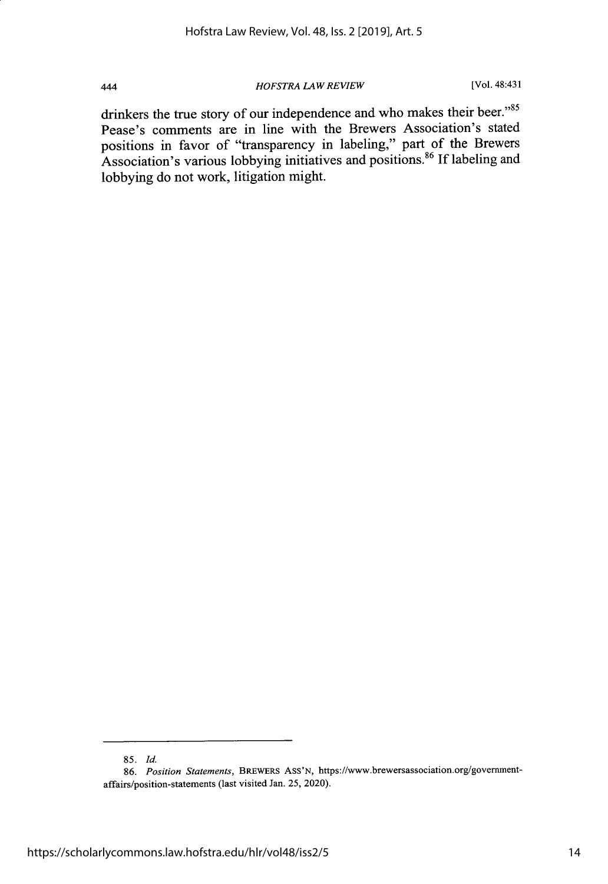drinkers the true story of our independence and who makes their beer."[85] Pease's comments are in line with the Brewers Association's stated positions in favor of "transparency in labeling," part of the Brewers Association's various lobbying initiatives and positions.[86] If labeling and lobbying do not work, litigation might.

---

85. *Id.*

86. *Position Statements*, BREWERS ASS'N, https://www.brewersassociation.org/government-affairs/position-statements (last visited Jan. 25, 2020).